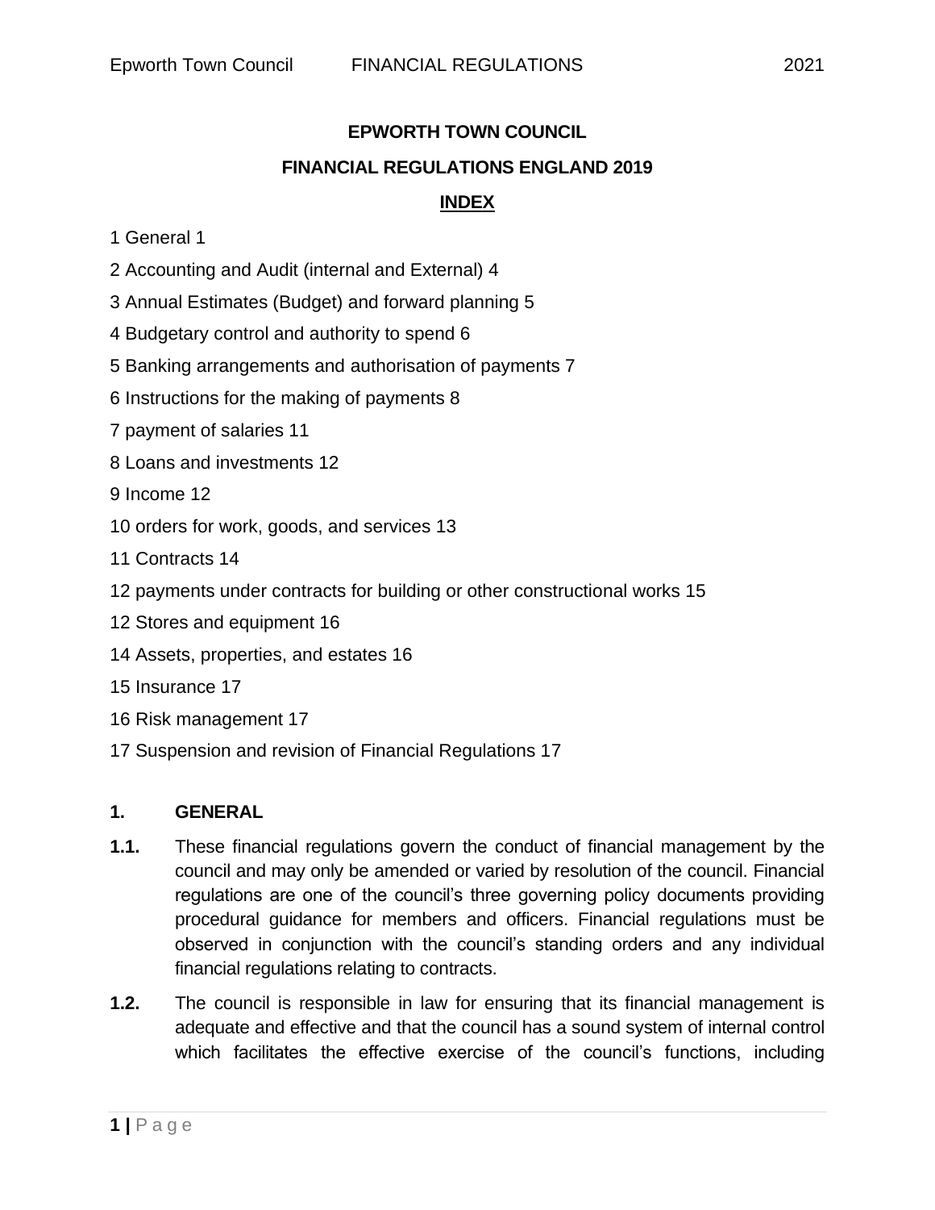# EPWORTH TOWN COUNCIL

## FINANCIAL REGULATIONS ENGLAND 2019

### INDEX

1 General 1

2 Accounting and Audit (internal and External) 4

3 Annual Estimates (Budget) and forward planning 5

4 Budgetary control and authority to spend 6

5 Banking arrangements and authorisation of payments 7

6 Instructions for the making of payments 8

7 payment of salaries 11

8 Loans and investments 12

9 Income 12

10 orders for work, goods, and services 13

11 Contracts 14

12 payments under contracts for building or other constructional works 15

12 Stores and equipment 16

14 Assets, properties, and estates 16

15 Insurance 17

16 Risk management 17

17 Suspension and revision of Financial Regulations 17

## 1. GENERAL

**1.1.** These financial regulations govern the conduct of financial management by the council and may only be amended or varied by resolution of the council. Financial regulations are one of the council's three governing policy documents providing procedural guidance for members and officers. Financial regulations must be observed in conjunction with the council's standing orders and any individual financial regulations relating to contracts.

**1.2.** The council is responsible in law for ensuring that its financial management is adequate and effective and that the council has a sound system of internal control which facilitates the effective exercise of the council's functions, including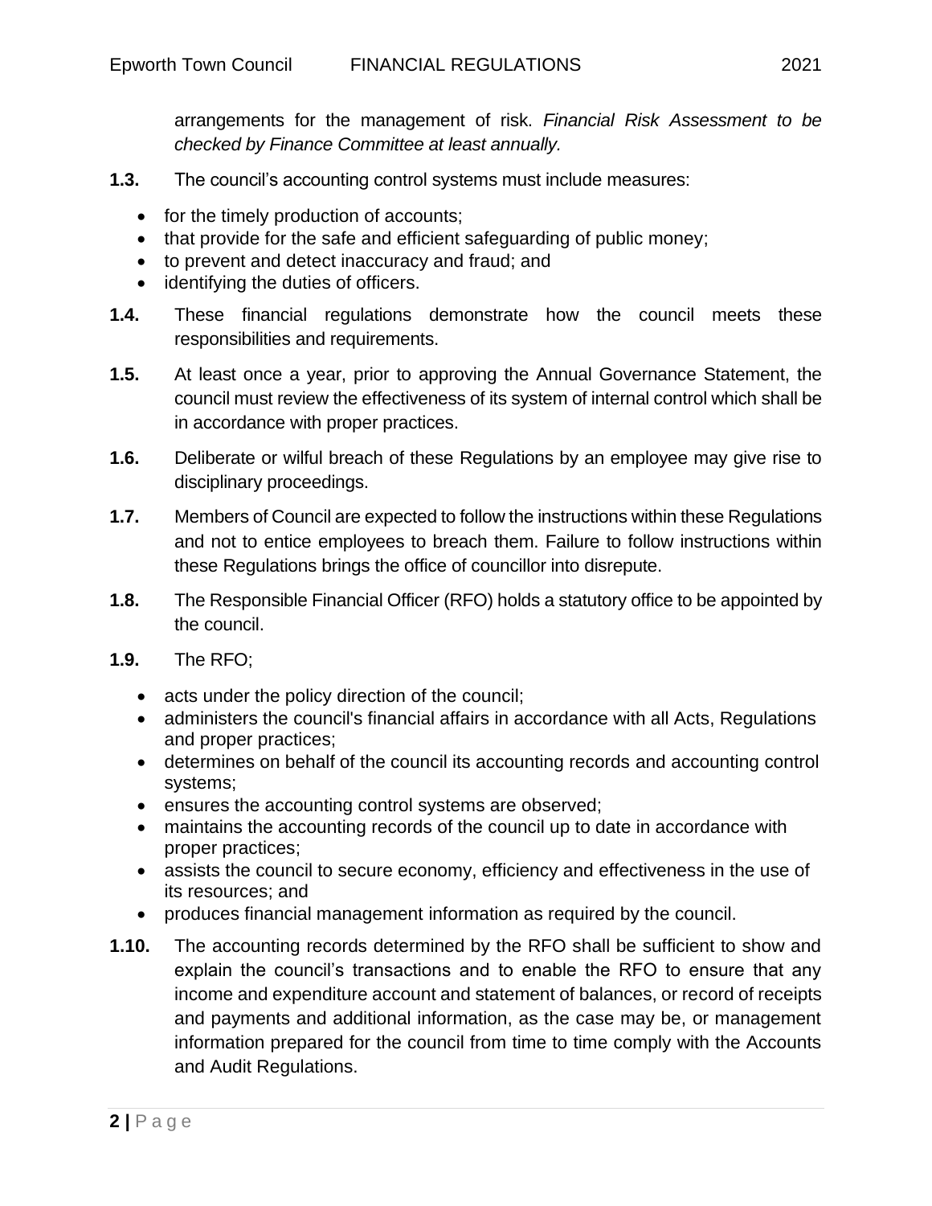arrangements for the management of risk. *Financial Risk Assessment to be checked by Finance Committee at least annually.*

**1.3.** The council's accounting control systems must include measures:

- for the timely production of accounts;
- that provide for the safe and efficient safeguarding of public money;
- to prevent and detect inaccuracy and fraud; and
- identifying the duties of officers.

**1.4.** These financial regulations demonstrate how the council meets these responsibilities and requirements.

**1.5.** At least once a year, prior to approving the Annual Governance Statement, the council must review the effectiveness of its system of internal control which shall be in accordance with proper practices.

**1.6.** Deliberate or wilful breach of these Regulations by an employee may give rise to disciplinary proceedings.

**1.7.** Members of Council are expected to follow the instructions within these Regulations and not to entice employees to breach them. Failure to follow instructions within these Regulations brings the office of councillor into disrepute.

**1.8.** The Responsible Financial Officer (RFO) holds a statutory office to be appointed by the council.

**1.9.** The RFO;

- acts under the policy direction of the council;
- administers the council's financial affairs in accordance with all Acts, Regulations and proper practices;
- determines on behalf of the council its accounting records and accounting control systems;
- ensures the accounting control systems are observed;
- maintains the accounting records of the council up to date in accordance with proper practices;
- assists the council to secure economy, efficiency and effectiveness in the use of its resources; and
- produces financial management information as required by the council.

**1.10.** The accounting records determined by the RFO shall be sufficient to show and explain the council's transactions and to enable the RFO to ensure that any income and expenditure account and statement of balances, or record of receipts and payments and additional information, as the case may be, or management information prepared for the council from time to time comply with the Accounts and Audit Regulations.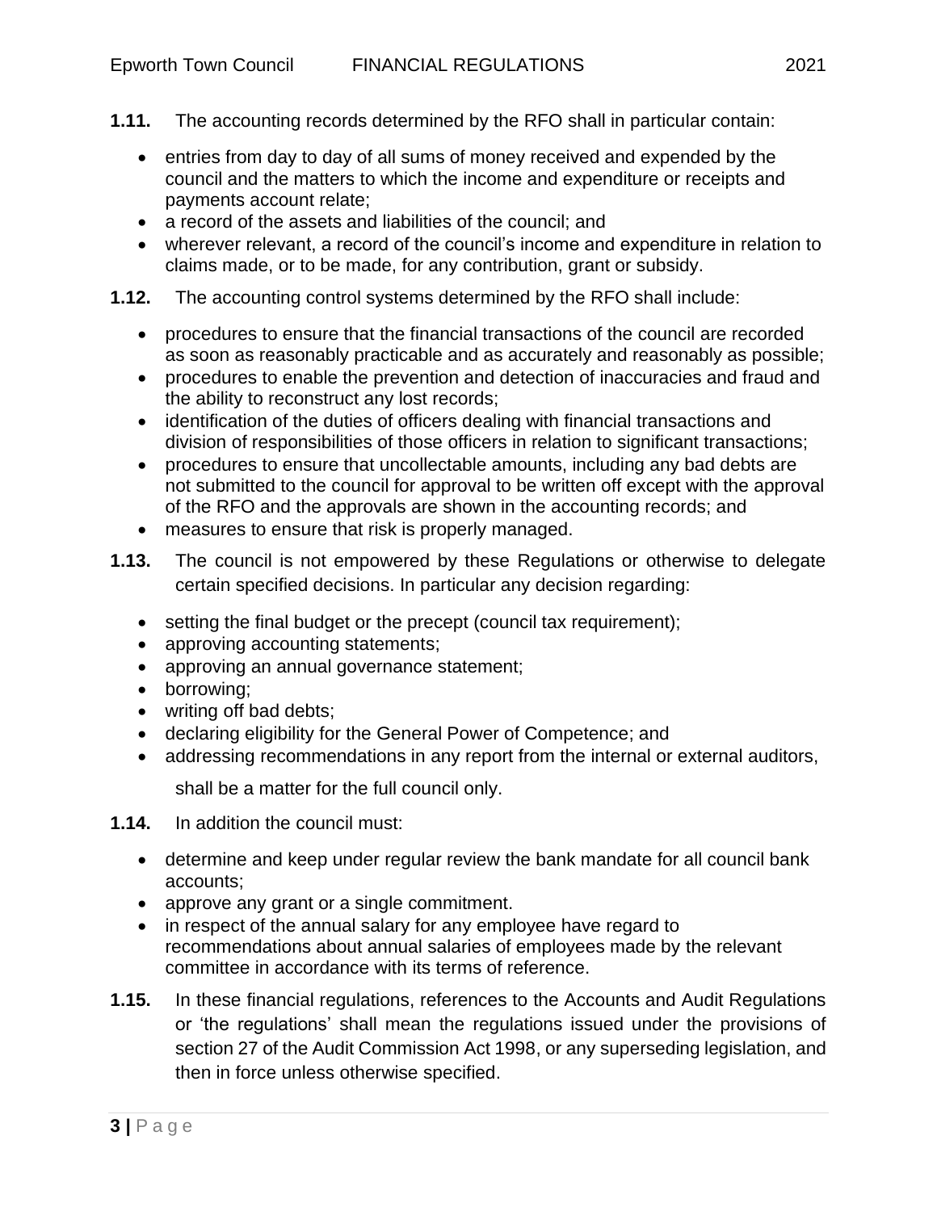**1.11.** The accounting records determined by the RFO shall in particular contain:

- entries from day to day of all sums of money received and expended by the council and the matters to which the income and expenditure or receipts and payments account relate;
- a record of the assets and liabilities of the council; and
- wherever relevant, a record of the council's income and expenditure in relation to claims made, or to be made, for any contribution, grant or subsidy.

**1.12.** The accounting control systems determined by the RFO shall include:

- procedures to ensure that the financial transactions of the council are recorded as soon as reasonably practicable and as accurately and reasonably as possible;
- procedures to enable the prevention and detection of inaccuracies and fraud and the ability to reconstruct any lost records;
- identification of the duties of officers dealing with financial transactions and division of responsibilities of those officers in relation to significant transactions;
- procedures to ensure that uncollectable amounts, including any bad debts are not submitted to the council for approval to be written off except with the approval of the RFO and the approvals are shown in the accounting records; and
- measures to ensure that risk is properly managed.

**1.13.** The council is not empowered by these Regulations or otherwise to delegate certain specified decisions. In particular any decision regarding:

- setting the final budget or the precept (council tax requirement);
- approving accounting statements;
- approving an annual governance statement;
- borrowing;
- writing off bad debts;
- declaring eligibility for the General Power of Competence; and
- addressing recommendations in any report from the internal or external auditors,

shall be a matter for the full council only.

**1.14.** In addition the council must:

- determine and keep under regular review the bank mandate for all council bank accounts;
- approve any grant or a single commitment.
- in respect of the annual salary for any employee have regard to recommendations about annual salaries of employees made by the relevant committee in accordance with its terms of reference.

**1.15.** In these financial regulations, references to the Accounts and Audit Regulations or 'the regulations' shall mean the regulations issued under the provisions of section 27 of the Audit Commission Act 1998, or any superseding legislation, and then in force unless otherwise specified.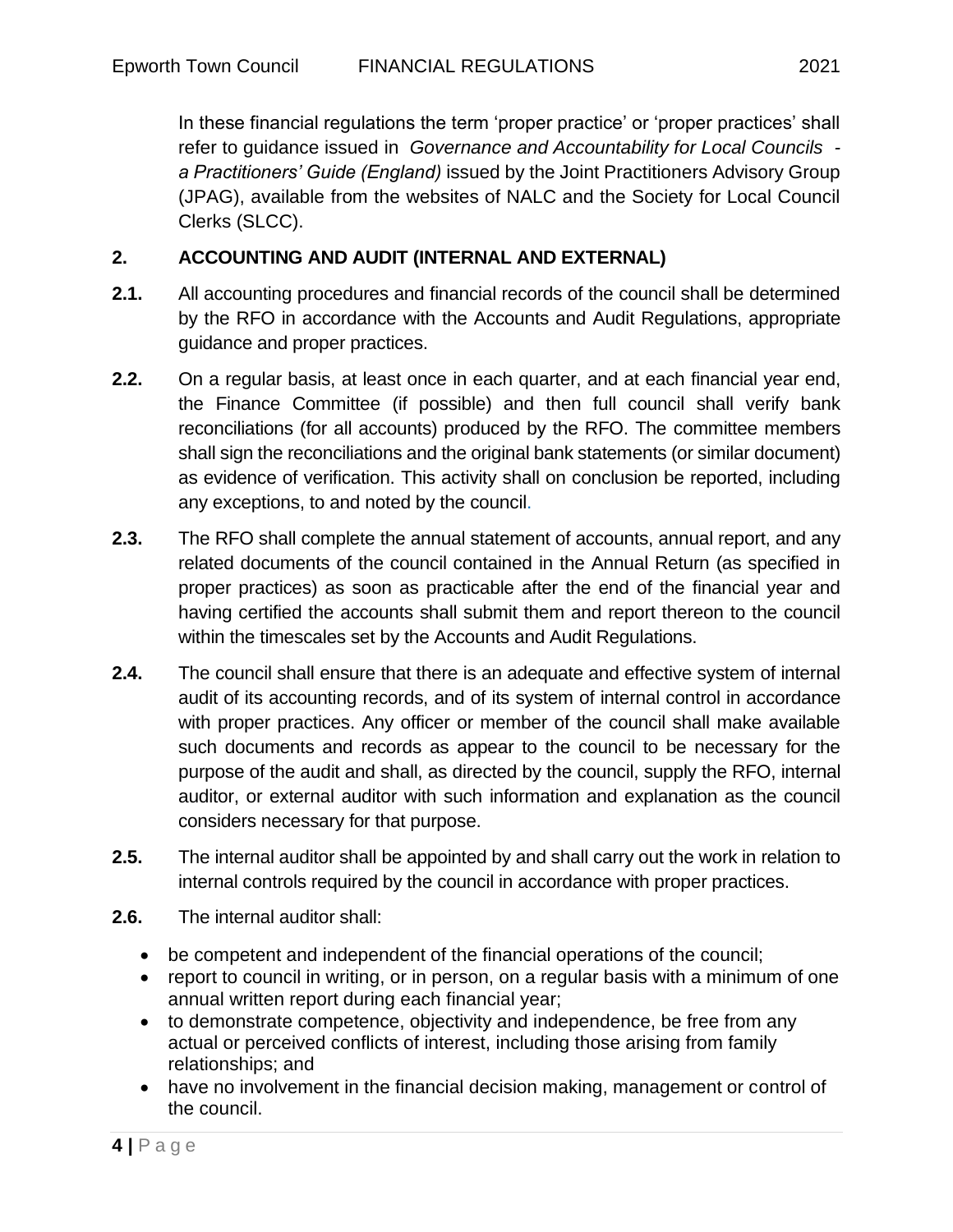In these financial regulations the term 'proper practice' or 'proper practices' shall refer to guidance issued in *Governance and Accountability for Local Councils - a Practitioners' Guide (England)* issued by the Joint Practitioners Advisory Group (JPAG), available from the websites of NALC and the Society for Local Council Clerks (SLCC).

## 2. ACCOUNTING AND AUDIT (INTERNAL AND EXTERNAL)

**2.1.** All accounting procedures and financial records of the council shall be determined by the RFO in accordance with the Accounts and Audit Regulations, appropriate guidance and proper practices.

**2.2.** On a regular basis, at least once in each quarter, and at each financial year end, the Finance Committee (if possible) and then full council shall verify bank reconciliations (for all accounts) produced by the RFO. The committee members shall sign the reconciliations and the original bank statements (or similar document) as evidence of verification. This activity shall on conclusion be reported, including any exceptions, to and noted by the council.

**2.3.** The RFO shall complete the annual statement of accounts, annual report, and any related documents of the council contained in the Annual Return (as specified in proper practices) as soon as practicable after the end of the financial year and having certified the accounts shall submit them and report thereon to the council within the timescales set by the Accounts and Audit Regulations.

**2.4.** The council shall ensure that there is an adequate and effective system of internal audit of its accounting records, and of its system of internal control in accordance with proper practices. Any officer or member of the council shall make available such documents and records as appear to the council to be necessary for the purpose of the audit and shall, as directed by the council, supply the RFO, internal auditor, or external auditor with such information and explanation as the council considers necessary for that purpose.

**2.5.** The internal auditor shall be appointed by and shall carry out the work in relation to internal controls required by the council in accordance with proper practices.

**2.6.** The internal auditor shall:

- be competent and independent of the financial operations of the council;
- report to council in writing, or in person, on a regular basis with a minimum of one annual written report during each financial year;
- to demonstrate competence, objectivity and independence, be free from any actual or perceived conflicts of interest, including those arising from family relationships; and
- have no involvement in the financial decision making, management or control of the council.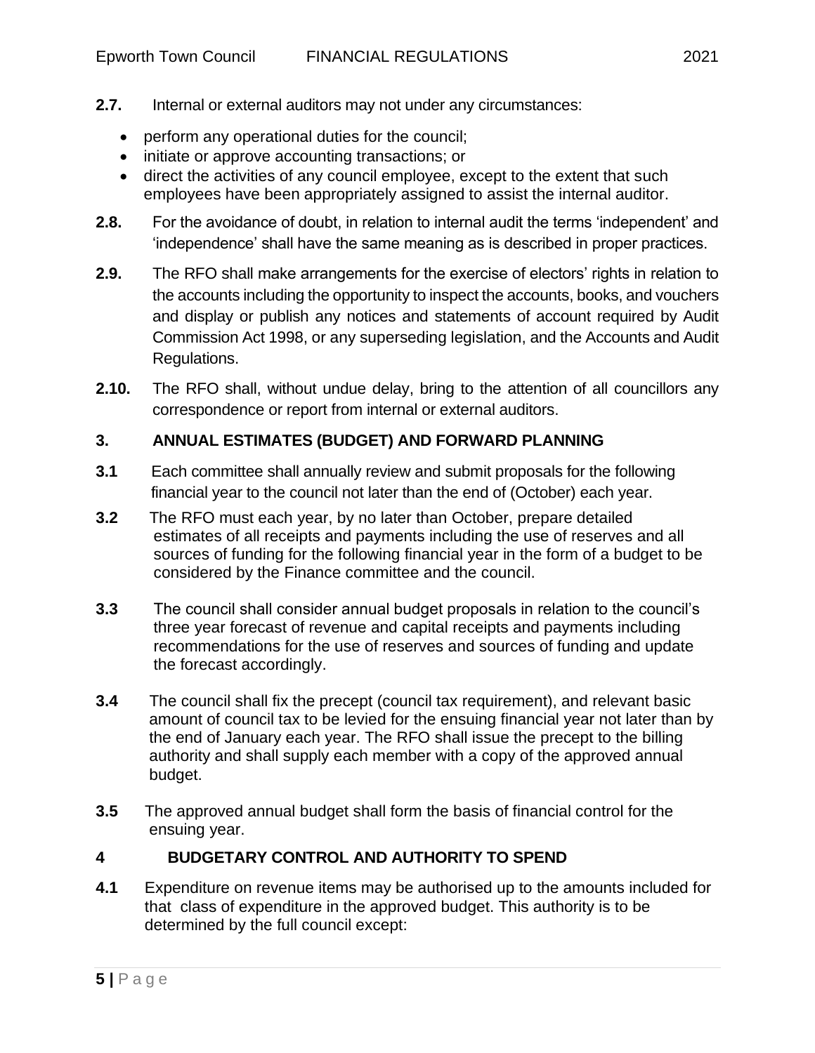**2.7.** Internal or external auditors may not under any circumstances:

- perform any operational duties for the council;
- initiate or approve accounting transactions; or
- direct the activities of any council employee, except to the extent that such employees have been appropriately assigned to assist the internal auditor.

**2.8.** For the avoidance of doubt, in relation to internal audit the terms 'independent' and 'independence' shall have the same meaning as is described in proper practices.

**2.9.** The RFO shall make arrangements for the exercise of electors' rights in relation to the accounts including the opportunity to inspect the accounts, books, and vouchers and display or publish any notices and statements of account required by Audit Commission Act 1998, or any superseding legislation, and the Accounts and Audit Regulations.

**2.10.** The RFO shall, without undue delay, bring to the attention of all councillors any correspondence or report from internal or external auditors.

## 3. ANNUAL ESTIMATES (BUDGET) AND FORWARD PLANNING

**3.1** Each committee shall annually review and submit proposals for the following financial year to the council not later than the end of (October) each year.

**3.2** The RFO must each year, by no later than October, prepare detailed estimates of all receipts and payments including the use of reserves and all sources of funding for the following financial year in the form of a budget to be considered by the Finance committee and the council.

**3.3** The council shall consider annual budget proposals in relation to the council's three year forecast of revenue and capital receipts and payments including recommendations for the use of reserves and sources of funding and update the forecast accordingly.

**3.4** The council shall fix the precept (council tax requirement), and relevant basic amount of council tax to be levied for the ensuing financial year not later than by the end of January each year. The RFO shall issue the precept to the billing authority and shall supply each member with a copy of the approved annual budget.

**3.5** The approved annual budget shall form the basis of financial control for the ensuing year.

## 4 BUDGETARY CONTROL AND AUTHORITY TO SPEND

**4.1** Expenditure on revenue items may be authorised up to the amounts included for that class of expenditure in the approved budget. This authority is to be determined by the full council except: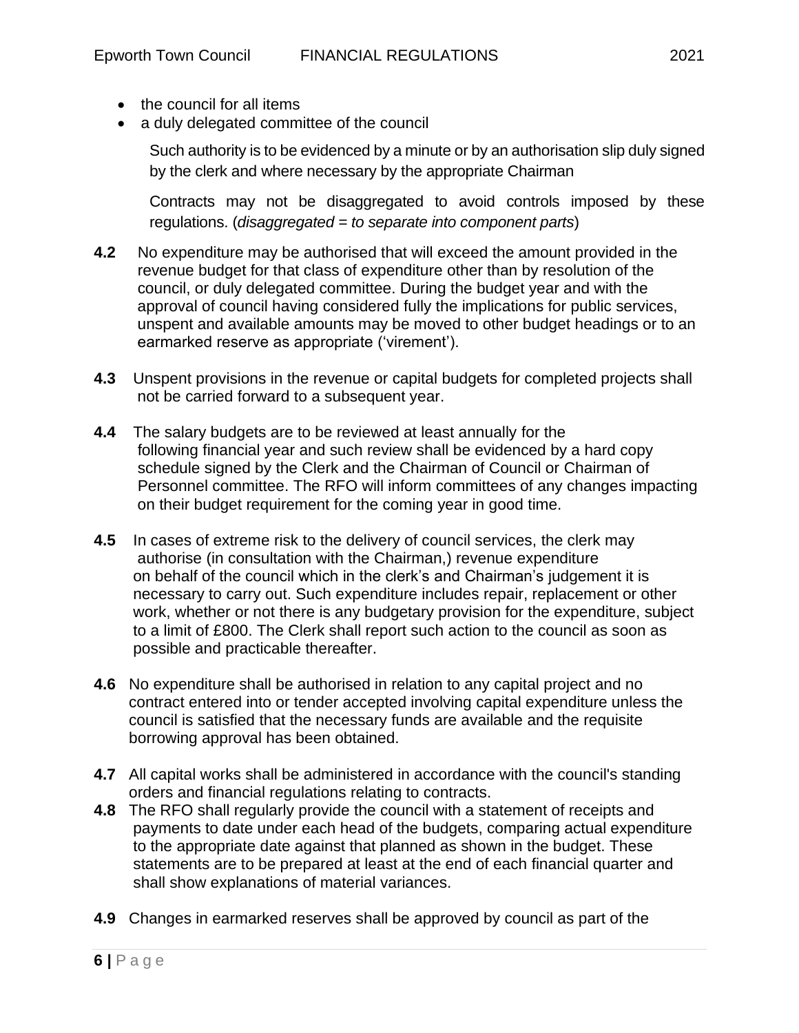- the council for all items
- a duly delegated committee of the council

  Such authority is to be evidenced by a minute or by an authorisation slip duly signed by the clerk and where necessary by the appropriate Chairman

  Contracts may not be disaggregated to avoid controls imposed by these regulations. (*disaggregated = to separate into component parts*)

**4.2** No expenditure may be authorised that will exceed the amount provided in the revenue budget for that class of expenditure other than by resolution of the council, or duly delegated committee. During the budget year and with the approval of council having considered fully the implications for public services, unspent and available amounts may be moved to other budget headings or to an earmarked reserve as appropriate ('virement').

**4.3** Unspent provisions in the revenue or capital budgets for completed projects shall not be carried forward to a subsequent year.

**4.4** The salary budgets are to be reviewed at least annually for the following financial year and such review shall be evidenced by a hard copy schedule signed by the Clerk and the Chairman of Council or Chairman of Personnel committee. The RFO will inform committees of any changes impacting on their budget requirement for the coming year in good time.

**4.5** In cases of extreme risk to the delivery of council services, the clerk may authorise (in consultation with the Chairman,) revenue expenditure on behalf of the council which in the clerk's and Chairman's judgement it is necessary to carry out. Such expenditure includes repair, replacement or other work, whether or not there is any budgetary provision for the expenditure, subject to a limit of £800. The Clerk shall report such action to the council as soon as possible and practicable thereafter.

**4.6** No expenditure shall be authorised in relation to any capital project and no contract entered into or tender accepted involving capital expenditure unless the council is satisfied that the necessary funds are available and the requisite borrowing approval has been obtained.

**4.7** All capital works shall be administered in accordance with the council's standing orders and financial regulations relating to contracts.

**4.8** The RFO shall regularly provide the council with a statement of receipts and payments to date under each head of the budgets, comparing actual expenditure to the appropriate date against that planned as shown in the budget. These statements are to be prepared at least at the end of each financial quarter and shall show explanations of material variances.

**4.9** Changes in earmarked reserves shall be approved by council as part of the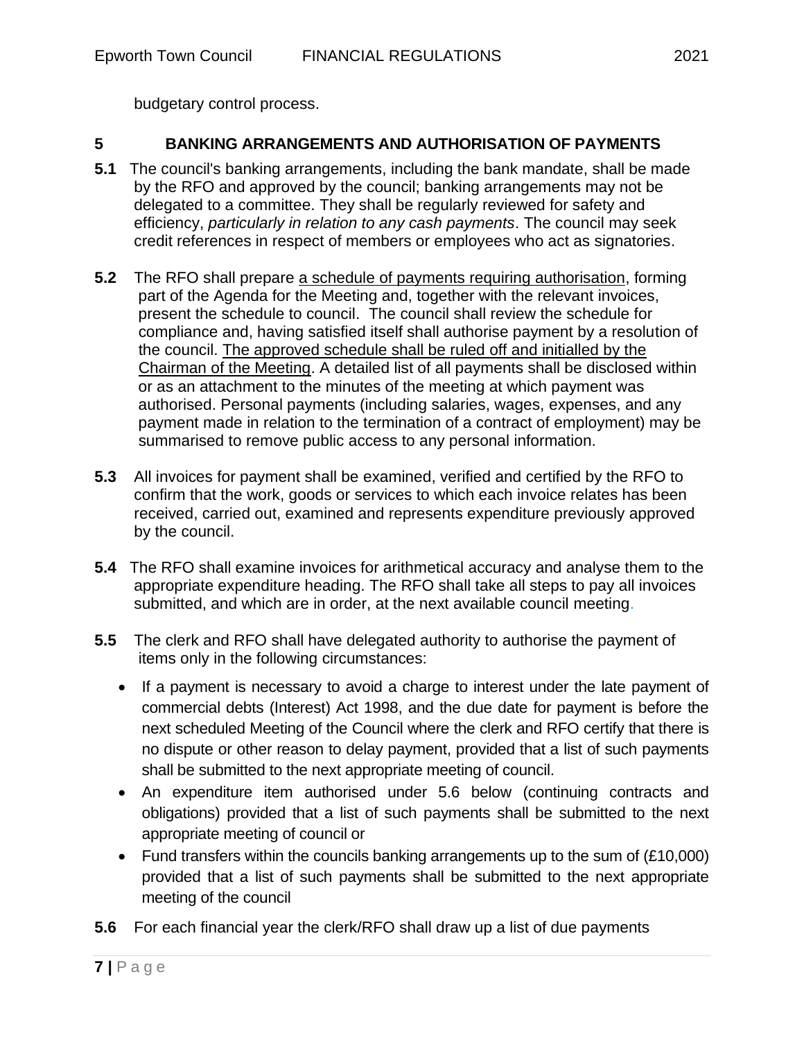budgetary control process.

## 5 BANKING ARRANGEMENTS AND AUTHORISATION OF PAYMENTS

**5.1** The council's banking arrangements, including the bank mandate, shall be made by the RFO and approved by the council; banking arrangements may not be delegated to a committee. They shall be regularly reviewed for safety and efficiency, *particularly in relation to any cash payments*. The council may seek credit references in respect of members or employees who act as signatories.

**5.2** The RFO shall prepare <u>a schedule of payments requiring authorisation</u>, forming part of the Agenda for the Meeting and, together with the relevant invoices, present the schedule to council. The council shall review the schedule for compliance and, having satisfied itself shall authorise payment by a resolution of the council. <u>The approved schedule shall be ruled off and initialled by the Chairman of the Meeting</u>. A detailed list of all payments shall be disclosed within or as an attachment to the minutes of the meeting at which payment was authorised. Personal payments (including salaries, wages, expenses, and any payment made in relation to the termination of a contract of employment) may be summarised to remove public access to any personal information.

**5.3** All invoices for payment shall be examined, verified and certified by the RFO to confirm that the work, goods or services to which each invoice relates has been received, carried out, examined and represents expenditure previously approved by the council.

**5.4** The RFO shall examine invoices for arithmetical accuracy and analyse them to the appropriate expenditure heading. The RFO shall take all steps to pay all invoices submitted, and which are in order, at the next available council meeting.

**5.5** The clerk and RFO shall have delegated authority to authorise the payment of items only in the following circumstances:

- If a payment is necessary to avoid a charge to interest under the late payment of commercial debts (Interest) Act 1998, and the due date for payment is before the next scheduled Meeting of the Council where the clerk and RFO certify that there is no dispute or other reason to delay payment, provided that a list of such payments shall be submitted to the next appropriate meeting of council.
- An expenditure item authorised under 5.6 below (continuing contracts and obligations) provided that a list of such payments shall be submitted to the next appropriate meeting of council or
- Fund transfers within the councils banking arrangements up to the sum of (£10,000) provided that a list of such payments shall be submitted to the next appropriate meeting of the council

**5.6** For each financial year the clerk/RFO shall draw up a list of due payments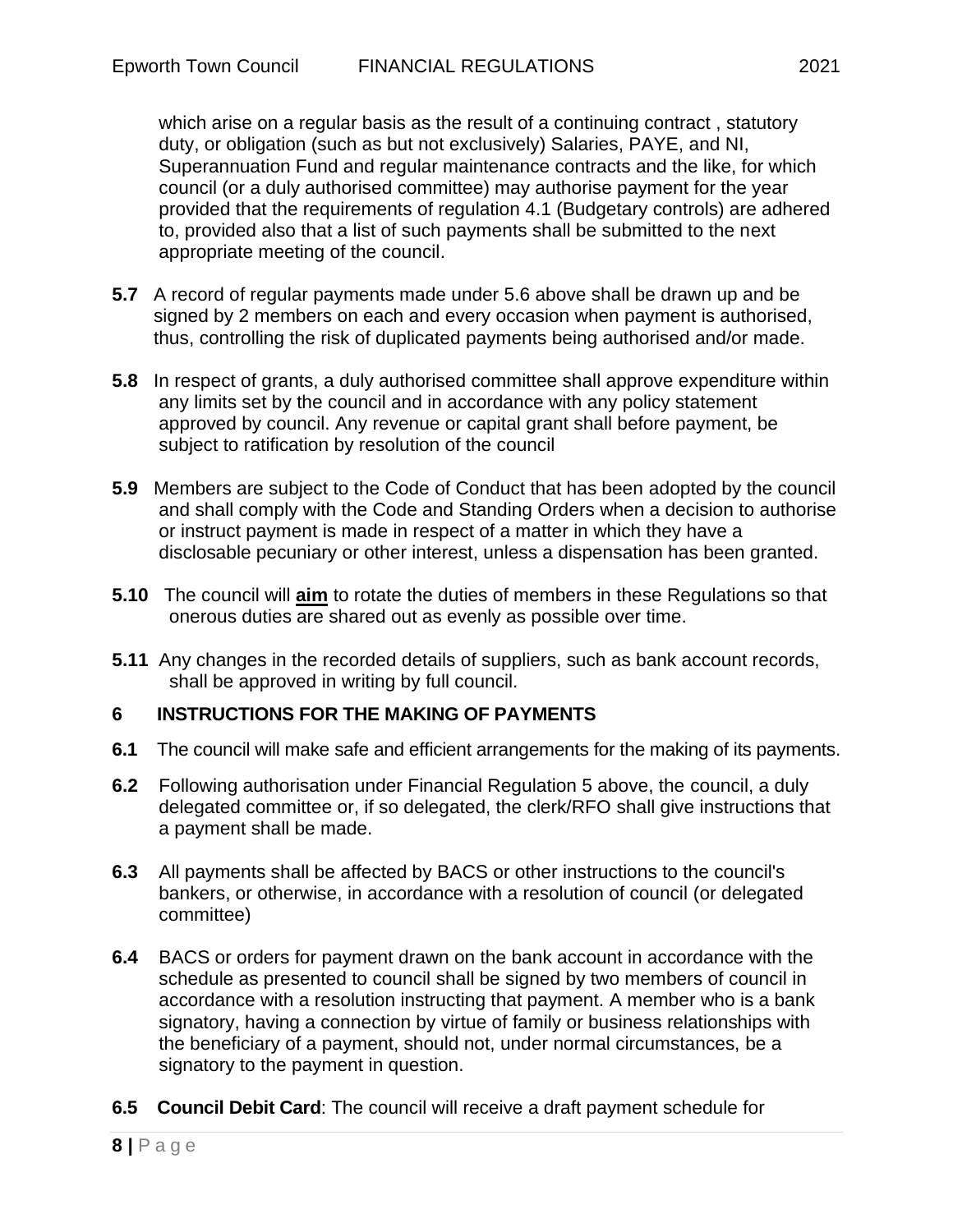which arise on a regular basis as the result of a continuing contract , statutory duty, or obligation (such as but not exclusively) Salaries, PAYE, and NI, Superannuation Fund and regular maintenance contracts and the like, for which council (or a duly authorised committee) may authorise payment for the year provided that the requirements of regulation 4.1 (Budgetary controls) are adhered to, provided also that a list of such payments shall be submitted to the next appropriate meeting of the council.

**5.7** A record of regular payments made under 5.6 above shall be drawn up and be signed by 2 members on each and every occasion when payment is authorised, thus, controlling the risk of duplicated payments being authorised and/or made.

**5.8** In respect of grants, a duly authorised committee shall approve expenditure within any limits set by the council and in accordance with any policy statement approved by council. Any revenue or capital grant shall before payment, be subject to ratification by resolution of the council

**5.9** Members are subject to the Code of Conduct that has been adopted by the council and shall comply with the Code and Standing Orders when a decision to authorise or instruct payment is made in respect of a matter in which they have a disclosable pecuniary or other interest, unless a dispensation has been granted.

**5.10** The council will **aim** to rotate the duties of members in these Regulations so that onerous duties are shared out as evenly as possible over time.

**5.11** Any changes in the recorded details of suppliers, such as bank account records, shall be approved in writing by full council.

## 6 INSTRUCTIONS FOR THE MAKING OF PAYMENTS

**6.1** The council will make safe and efficient arrangements for the making of its payments.

**6.2** Following authorisation under Financial Regulation 5 above, the council, a duly delegated committee or, if so delegated, the clerk/RFO shall give instructions that a payment shall be made.

**6.3** All payments shall be affected by BACS or other instructions to the council's bankers, or otherwise, in accordance with a resolution of council (or delegated committee)

**6.4** BACS or orders for payment drawn on the bank account in accordance with the schedule as presented to council shall be signed by two members of council in accordance with a resolution instructing that payment. A member who is a bank signatory, having a connection by virtue of family or business relationships with the beneficiary of a payment, should not, under normal circumstances, be a signatory to the payment in question.

**6.5** **Council Debit Card**: The council will receive a draft payment schedule for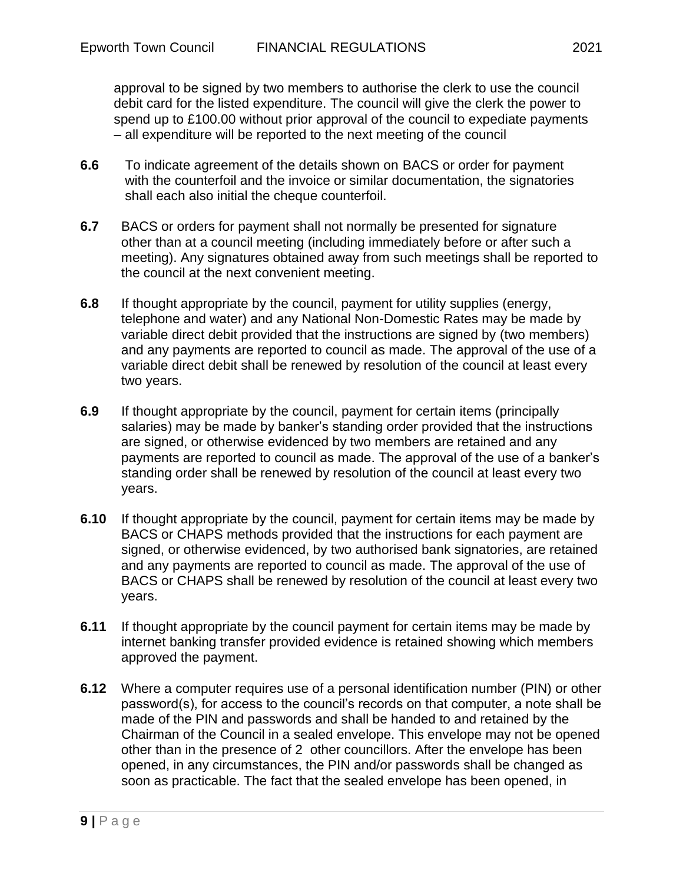approval to be signed by two members to authorise the clerk to use the council debit card for the listed expenditure. The council will give the clerk the power to spend up to £100.00 without prior approval of the council to expediate payments – all expenditure will be reported to the next meeting of the council

**6.6** To indicate agreement of the details shown on BACS or order for payment with the counterfoil and the invoice or similar documentation, the signatories shall each also initial the cheque counterfoil.

**6.7** BACS or orders for payment shall not normally be presented for signature other than at a council meeting (including immediately before or after such a meeting). Any signatures obtained away from such meetings shall be reported to the council at the next convenient meeting.

**6.8** If thought appropriate by the council, payment for utility supplies (energy, telephone and water) and any National Non-Domestic Rates may be made by variable direct debit provided that the instructions are signed by (two members) and any payments are reported to council as made. The approval of the use of a variable direct debit shall be renewed by resolution of the council at least every two years.

**6.9** If thought appropriate by the council, payment for certain items (principally salaries) may be made by banker's standing order provided that the instructions are signed, or otherwise evidenced by two members are retained and any payments are reported to council as made. The approval of the use of a banker's standing order shall be renewed by resolution of the council at least every two years.

**6.10** If thought appropriate by the council, payment for certain items may be made by BACS or CHAPS methods provided that the instructions for each payment are signed, or otherwise evidenced, by two authorised bank signatories, are retained and any payments are reported to council as made. The approval of the use of BACS or CHAPS shall be renewed by resolution of the council at least every two years.

**6.11** If thought appropriate by the council payment for certain items may be made by internet banking transfer provided evidence is retained showing which members approved the payment.

**6.12** Where a computer requires use of a personal identification number (PIN) or other password(s), for access to the council's records on that computer, a note shall be made of the PIN and passwords and shall be handed to and retained by the Chairman of the Council in a sealed envelope. This envelope may not be opened other than in the presence of 2 other councillors. After the envelope has been opened, in any circumstances, the PIN and/or passwords shall be changed as soon as practicable. The fact that the sealed envelope has been opened, in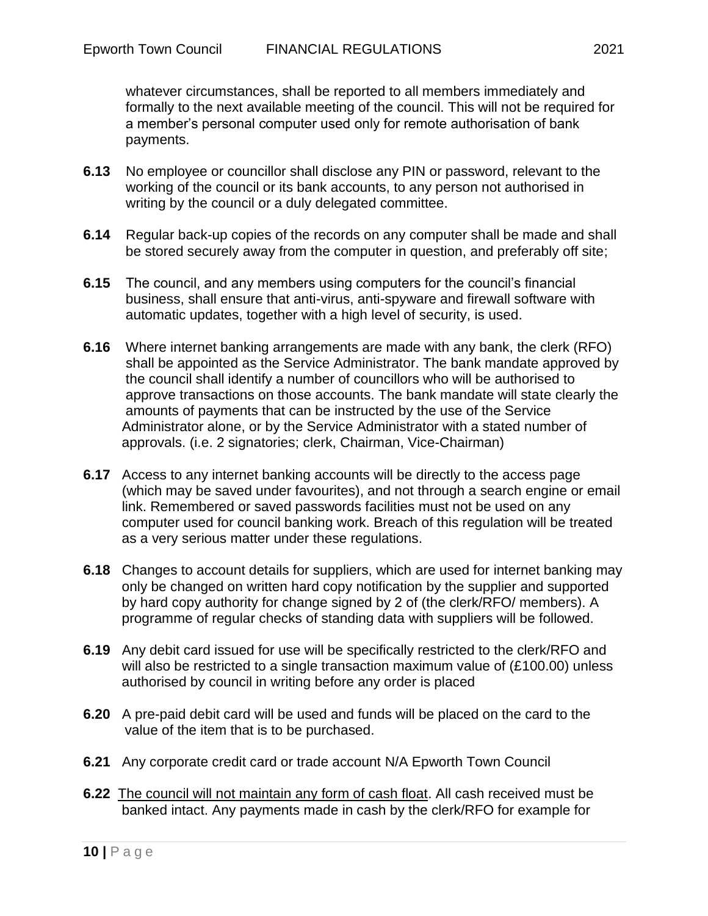whatever circumstances, shall be reported to all members immediately and formally to the next available meeting of the council. This will not be required for a member's personal computer used only for remote authorisation of bank payments.

**6.13** No employee or councillor shall disclose any PIN or password, relevant to the working of the council or its bank accounts, to any person not authorised in writing by the council or a duly delegated committee.

**6.14** Regular back-up copies of the records on any computer shall be made and shall be stored securely away from the computer in question, and preferably off site;

**6.15** The council, and any members using computers for the council's financial business, shall ensure that anti-virus, anti-spyware and firewall software with automatic updates, together with a high level of security, is used.

**6.16** Where internet banking arrangements are made with any bank, the clerk (RFO) shall be appointed as the Service Administrator. The bank mandate approved by the council shall identify a number of councillors who will be authorised to approve transactions on those accounts. The bank mandate will state clearly the amounts of payments that can be instructed by the use of the Service Administrator alone, or by the Service Administrator with a stated number of approvals. (i.e. 2 signatories; clerk, Chairman, Vice-Chairman)

**6.17** Access to any internet banking accounts will be directly to the access page (which may be saved under favourites), and not through a search engine or email link. Remembered or saved passwords facilities must not be used on any computer used for council banking work. Breach of this regulation will be treated as a very serious matter under these regulations.

**6.18** Changes to account details for suppliers, which are used for internet banking may only be changed on written hard copy notification by the supplier and supported by hard copy authority for change signed by 2 of (the clerk/RFO/ members). A programme of regular checks of standing data with suppliers will be followed.

**6.19** Any debit card issued for use will be specifically restricted to the clerk/RFO and will also be restricted to a single transaction maximum value of (£100.00) unless authorised by council in writing before any order is placed

**6.20** A pre-paid debit card will be used and funds will be placed on the card to the value of the item that is to be purchased.

**6.21** Any corporate credit card or trade account N/A Epworth Town Council

**6.22** <u>The council will not maintain any form of cash float</u>. All cash received must be banked intact. Any payments made in cash by the clerk/RFO for example for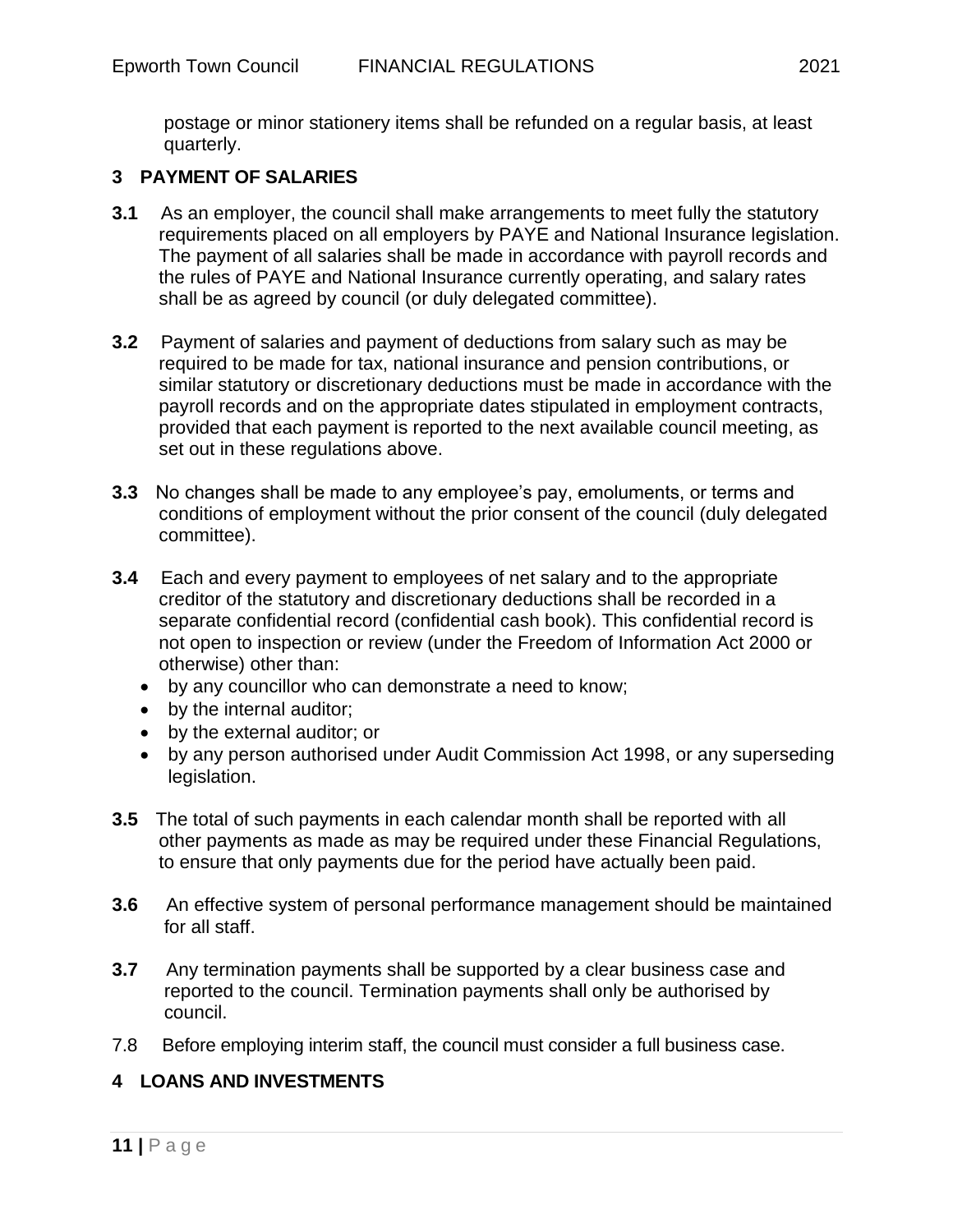postage or minor stationery items shall be refunded on a regular basis, at least quarterly.

## 3 PAYMENT OF SALARIES

**3.1** As an employer, the council shall make arrangements to meet fully the statutory requirements placed on all employers by PAYE and National Insurance legislation. The payment of all salaries shall be made in accordance with payroll records and the rules of PAYE and National Insurance currently operating, and salary rates shall be as agreed by council (or duly delegated committee).

**3.2** Payment of salaries and payment of deductions from salary such as may be required to be made for tax, national insurance and pension contributions, or similar statutory or discretionary deductions must be made in accordance with the payroll records and on the appropriate dates stipulated in employment contracts, provided that each payment is reported to the next available council meeting, as set out in these regulations above.

**3.3** No changes shall be made to any employee's pay, emoluments, or terms and conditions of employment without the prior consent of the council (duly delegated committee).

**3.4** Each and every payment to employees of net salary and to the appropriate creditor of the statutory and discretionary deductions shall be recorded in a separate confidential record (confidential cash book). This confidential record is not open to inspection or review (under the Freedom of Information Act 2000 or otherwise) other than:

- by any councillor who can demonstrate a need to know;
- by the internal auditor;
- by the external auditor; or
- by any person authorised under Audit Commission Act 1998, or any superseding legislation.

**3.5** The total of such payments in each calendar month shall be reported with all other payments as made as may be required under these Financial Regulations, to ensure that only payments due for the period have actually been paid.

**3.6** An effective system of personal performance management should be maintained for all staff.

**3.7** Any termination payments shall be supported by a clear business case and reported to the council. Termination payments shall only be authorised by council.

7.8 Before employing interim staff, the council must consider a full business case.

## 4 LOANS AND INVESTMENTS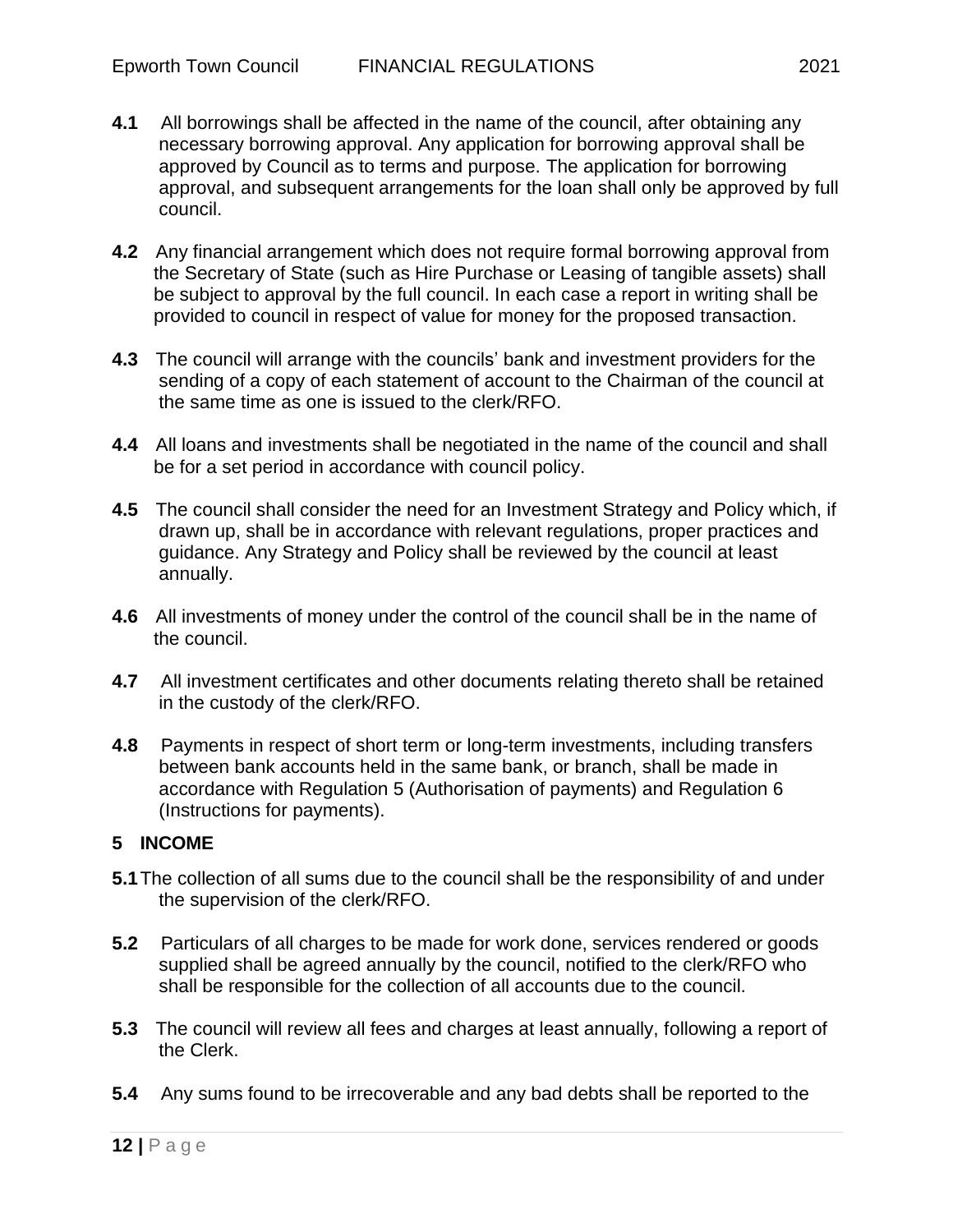**4.1** All borrowings shall be affected in the name of the council, after obtaining any necessary borrowing approval. Any application for borrowing approval shall be approved by Council as to terms and purpose. The application for borrowing approval, and subsequent arrangements for the loan shall only be approved by full council.

**4.2** Any financial arrangement which does not require formal borrowing approval from the Secretary of State (such as Hire Purchase or Leasing of tangible assets) shall be subject to approval by the full council. In each case a report in writing shall be provided to council in respect of value for money for the proposed transaction.

**4.3** The council will arrange with the councils' bank and investment providers for the sending of a copy of each statement of account to the Chairman of the council at the same time as one is issued to the clerk/RFO.

**4.4** All loans and investments shall be negotiated in the name of the council and shall be for a set period in accordance with council policy.

**4.5** The council shall consider the need for an Investment Strategy and Policy which, if drawn up, shall be in accordance with relevant regulations, proper practices and guidance. Any Strategy and Policy shall be reviewed by the council at least annually.

**4.6** All investments of money under the control of the council shall be in the name of the council.

**4.7** All investment certificates and other documents relating thereto shall be retained in the custody of the clerk/RFO.

**4.8** Payments in respect of short term or long-term investments, including transfers between bank accounts held in the same bank, or branch, shall be made in accordance with Regulation 5 (Authorisation of payments) and Regulation 6 (Instructions for payments).

## 5 INCOME

**5.1** The collection of all sums due to the council shall be the responsibility of and under the supervision of the clerk/RFO.

**5.2** Particulars of all charges to be made for work done, services rendered or goods supplied shall be agreed annually by the council, notified to the clerk/RFO who shall be responsible for the collection of all accounts due to the council.

**5.3** The council will review all fees and charges at least annually, following a report of the Clerk.

**5.4** Any sums found to be irrecoverable and any bad debts shall be reported to the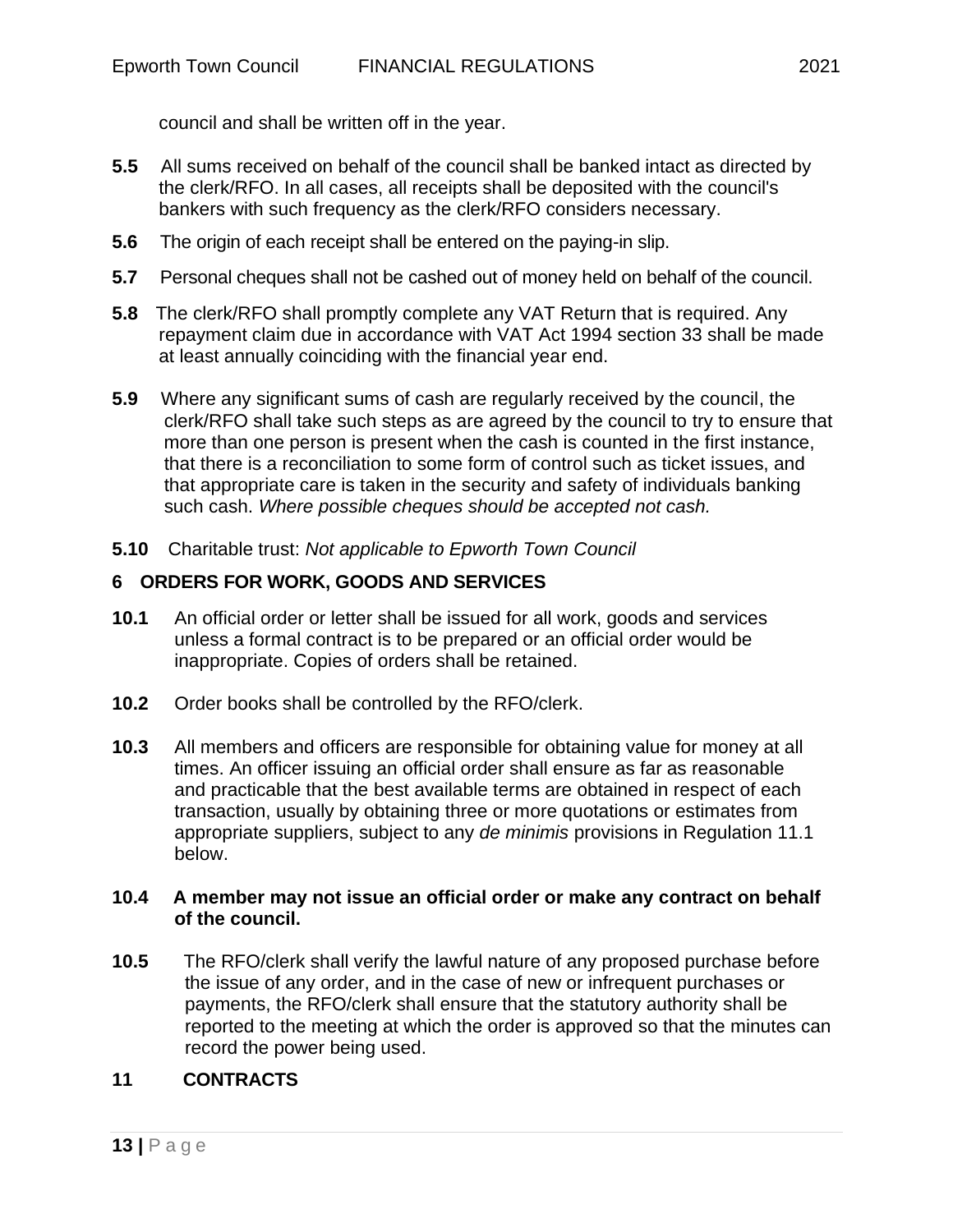council and shall be written off in the year.

**5.5** All sums received on behalf of the council shall be banked intact as directed by the clerk/RFO. In all cases, all receipts shall be deposited with the council's bankers with such frequency as the clerk/RFO considers necessary.

**5.6** The origin of each receipt shall be entered on the paying-in slip.

**5.7** Personal cheques shall not be cashed out of money held on behalf of the council.

**5.8** The clerk/RFO shall promptly complete any VAT Return that is required. Any repayment claim due in accordance with VAT Act 1994 section 33 shall be made at least annually coinciding with the financial year end.

**5.9** Where any significant sums of cash are regularly received by the council, the clerk/RFO shall take such steps as are agreed by the council to try to ensure that more than one person is present when the cash is counted in the first instance, that there is a reconciliation to some form of control such as ticket issues, and that appropriate care is taken in the security and safety of individuals banking such cash. *Where possible cheques should be accepted not cash.*

**5.10** Charitable trust: *Not applicable to Epworth Town Council*

## 6 ORDERS FOR WORK, GOODS AND SERVICES

**10.1** An official order or letter shall be issued for all work, goods and services unless a formal contract is to be prepared or an official order would be inappropriate. Copies of orders shall be retained.

**10.2** Order books shall be controlled by the RFO/clerk.

**10.3** All members and officers are responsible for obtaining value for money at all times. An officer issuing an official order shall ensure as far as reasonable and practicable that the best available terms are obtained in respect of each transaction, usually by obtaining three or more quotations or estimates from appropriate suppliers, subject to any *de minimis* provisions in Regulation 11.1 below.

**10.4 A member may not issue an official order or make any contract on behalf of the council.**

**10.5** The RFO/clerk shall verify the lawful nature of any proposed purchase before the issue of any order, and in the case of new or infrequent purchases or payments, the RFO/clerk shall ensure that the statutory authority shall be reported to the meeting at which the order is approved so that the minutes can record the power being used.

## 11 CONTRACTS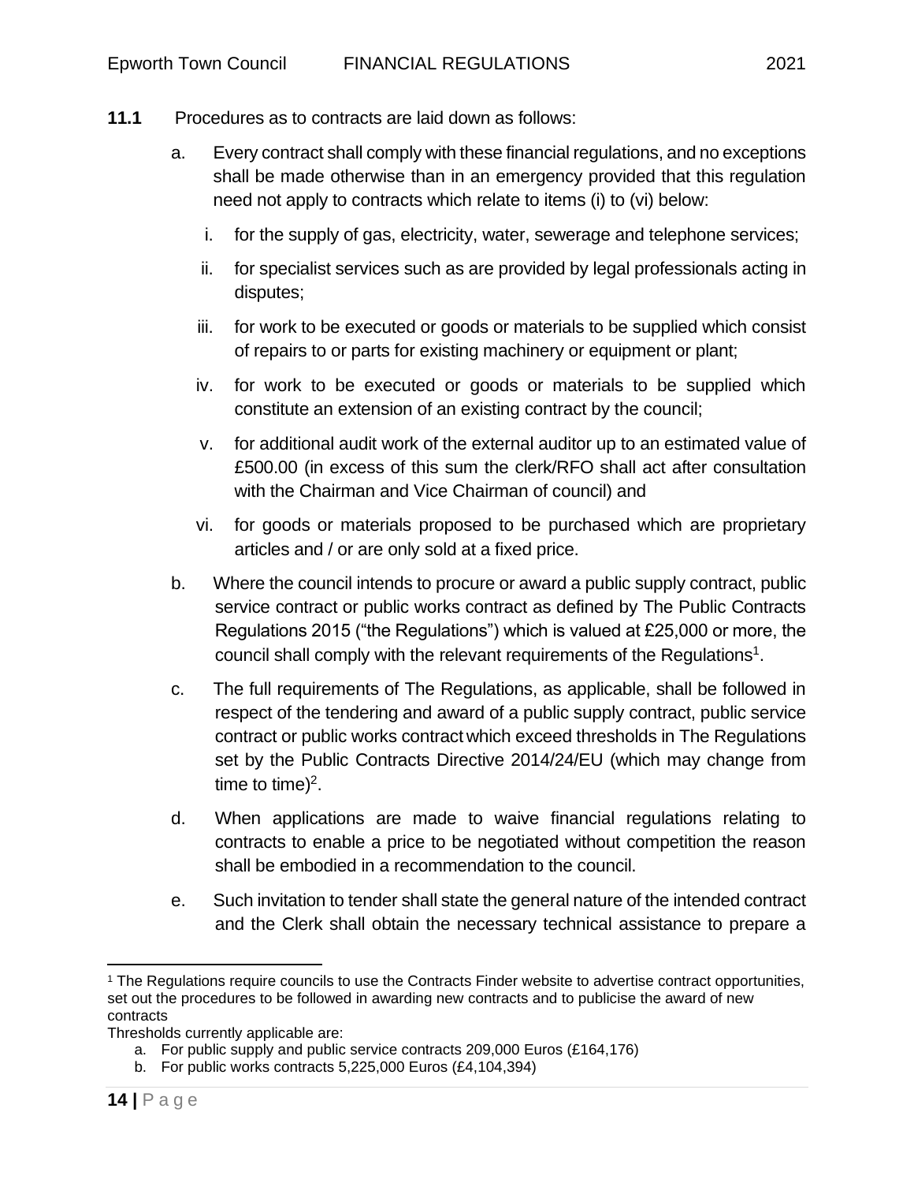**11.1** Procedures as to contracts are laid down as follows:

a. Every contract shall comply with these financial regulations, and no exceptions shall be made otherwise than in an emergency provided that this regulation need not apply to contracts which relate to items (i) to (vi) below:

   i. for the supply of gas, electricity, water, sewerage and telephone services;

   ii. for specialist services such as are provided by legal professionals acting in disputes;

   iii. for work to be executed or goods or materials to be supplied which consist of repairs to or parts for existing machinery or equipment or plant;

   iv. for work to be executed or goods or materials to be supplied which constitute an extension of an existing contract by the council;

   v. for additional audit work of the external auditor up to an estimated value of £500.00 (in excess of this sum the clerk/RFO shall act after consultation with the Chairman and Vice Chairman of council) and

   vi. for goods or materials proposed to be purchased which are proprietary articles and / or are only sold at a fixed price.

b. Where the council intends to procure or award a public supply contract, public service contract or public works contract as defined by The Public Contracts Regulations 2015 ("the Regulations") which is valued at £25,000 or more, the council shall comply with the relevant requirements of the Regulations[1].

c. The full requirements of The Regulations, as applicable, shall be followed in respect of the tendering and award of a public supply contract, public service contract or public works contract which exceed thresholds in The Regulations set by the Public Contracts Directive 2014/24/EU (which may change from time to time)[2].

d. When applications are made to waive financial regulations relating to contracts to enable a price to be negotiated without competition the reason shall be embodied in a recommendation to the council.

e. Such invitation to tender shall state the general nature of the intended contract and the Clerk shall obtain the necessary technical assistance to prepare a

---

[1] The Regulations require councils to use the Contracts Finder website to advertise contract opportunities, set out the procedures to be followed in awarding new contracts and to publicise the award of new contracts

Thresholds currently applicable are:

a. For public supply and public service contracts 209,000 Euros (£164,176)
b. For public works contracts 5,225,000 Euros (£4,104,394)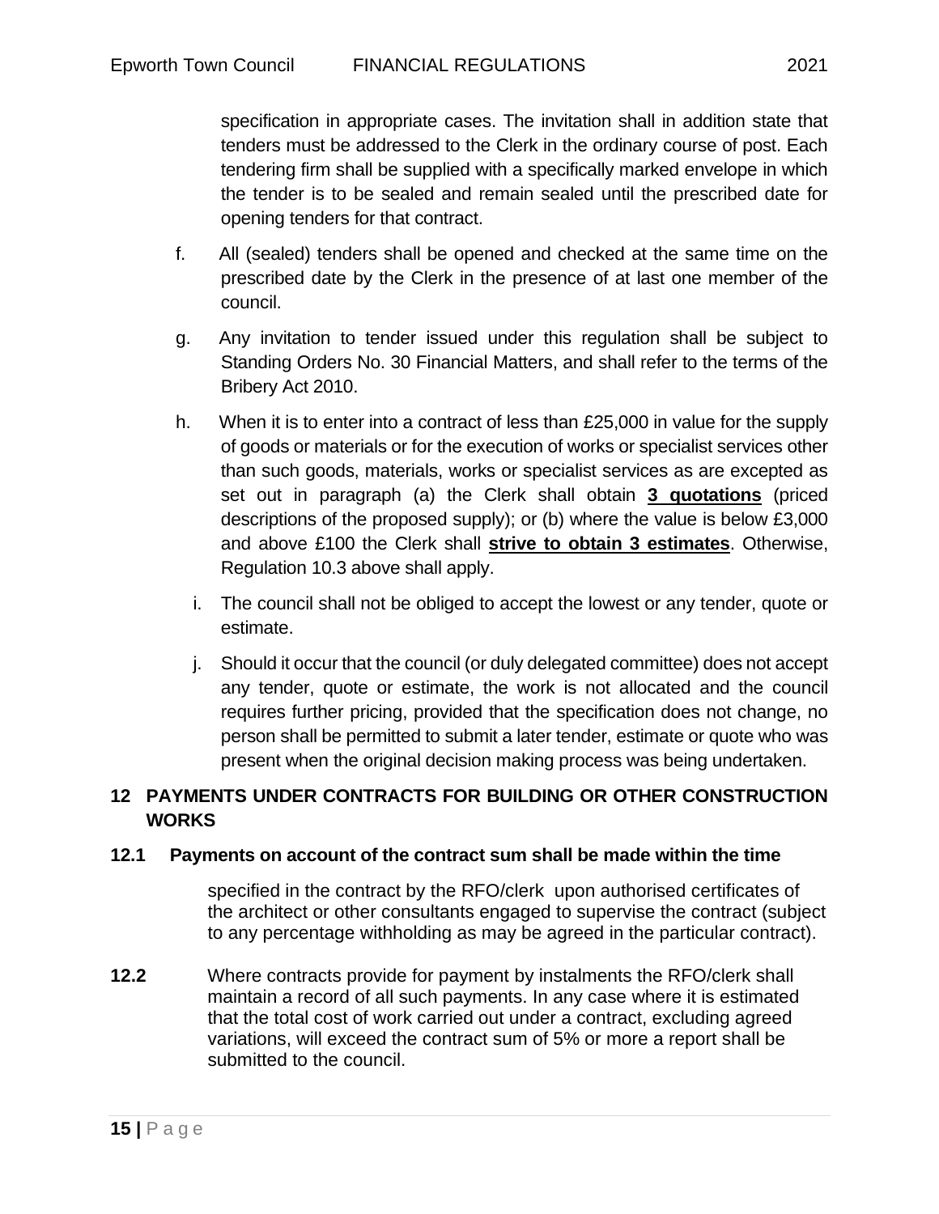specification in appropriate cases. The invitation shall in addition state that tenders must be addressed to the Clerk in the ordinary course of post. Each tendering firm shall be supplied with a specifically marked envelope in which the tender is to be sealed and remain sealed until the prescribed date for opening tenders for that contract.

f. All (sealed) tenders shall be opened and checked at the same time on the prescribed date by the Clerk in the presence of at last one member of the council.

g. Any invitation to tender issued under this regulation shall be subject to Standing Orders No. 30 Financial Matters, and shall refer to the terms of the Bribery Act 2010.

h. When it is to enter into a contract of less than £25,000 in value for the supply of goods or materials or for the execution of works or specialist services other than such goods, materials, works or specialist services as are excepted as set out in paragraph (a) the Clerk shall obtain **3 quotations** (priced descriptions of the proposed supply); or (b) where the value is below £3,000 and above £100 the Clerk shall **strive to obtain 3 estimates**. Otherwise, Regulation 10.3 above shall apply.

i. The council shall not be obliged to accept the lowest or any tender, quote or estimate.

j. Should it occur that the council (or duly delegated committee) does not accept any tender, quote or estimate, the work is not allocated and the council requires further pricing, provided that the specification does not change, no person shall be permitted to submit a later tender, estimate or quote who was present when the original decision making process was being undertaken.

## 12 PAYMENTS UNDER CONTRACTS FOR BUILDING OR OTHER CONSTRUCTION WORKS

**12.1 Payments on account of the contract sum shall be made within the time** specified in the contract by the RFO/clerk upon authorised certificates of the architect or other consultants engaged to supervise the contract (subject to any percentage withholding as may be agreed in the particular contract).

**12.2** Where contracts provide for payment by instalments the RFO/clerk shall maintain a record of all such payments. In any case where it is estimated that the total cost of work carried out under a contract, excluding agreed variations, will exceed the contract sum of 5% or more a report shall be submitted to the council.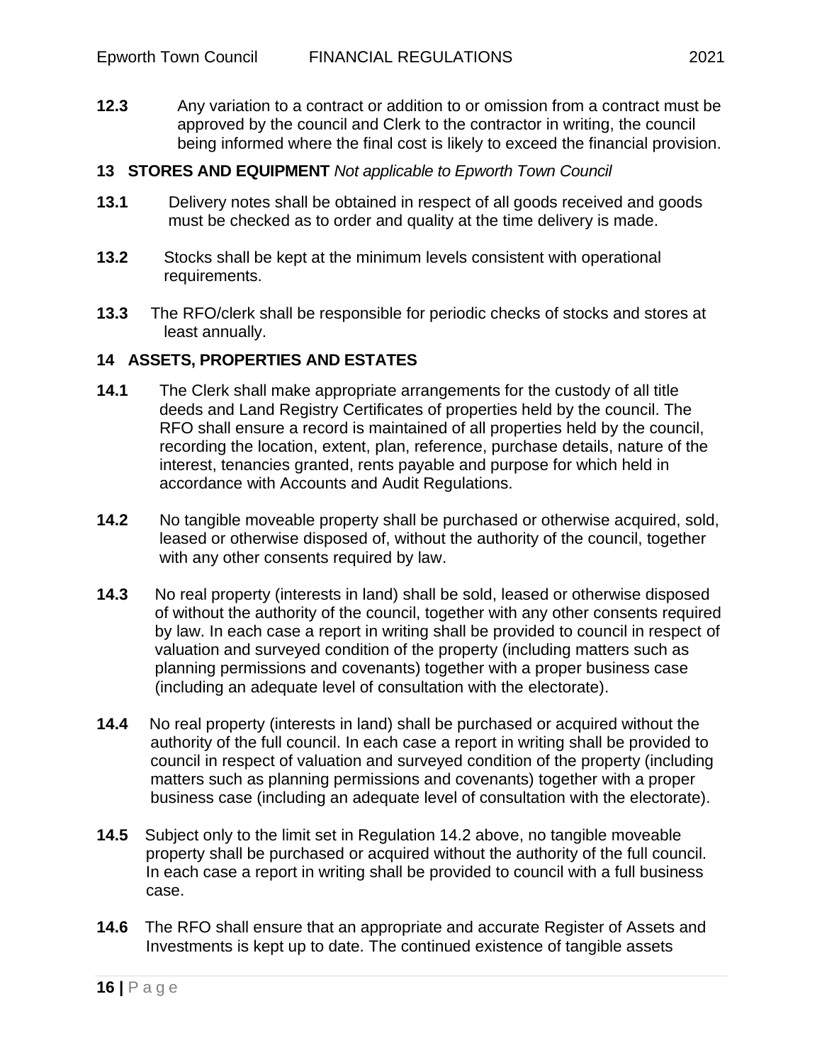**12.3** Any variation to a contract or addition to or omission from a contract must be approved by the council and Clerk to the contractor in writing, the council being informed where the final cost is likely to exceed the financial provision.

## 13 STORES AND EQUIPMENT *Not applicable to Epworth Town Council*

**13.1** Delivery notes shall be obtained in respect of all goods received and goods must be checked as to order and quality at the time delivery is made.

**13.2** Stocks shall be kept at the minimum levels consistent with operational requirements.

**13.3** The RFO/clerk shall be responsible for periodic checks of stocks and stores at least annually.

## 14 ASSETS, PROPERTIES AND ESTATES

**14.1** The Clerk shall make appropriate arrangements for the custody of all title deeds and Land Registry Certificates of properties held by the council. The RFO shall ensure a record is maintained of all properties held by the council, recording the location, extent, plan, reference, purchase details, nature of the interest, tenancies granted, rents payable and purpose for which held in accordance with Accounts and Audit Regulations.

**14.2** No tangible moveable property shall be purchased or otherwise acquired, sold, leased or otherwise disposed of, without the authority of the council, together with any other consents required by law.

**14.3** No real property (interests in land) shall be sold, leased or otherwise disposed of without the authority of the council, together with any other consents required by law. In each case a report in writing shall be provided to council in respect of valuation and surveyed condition of the property (including matters such as planning permissions and covenants) together with a proper business case (including an adequate level of consultation with the electorate).

**14.4** No real property (interests in land) shall be purchased or acquired without the authority of the full council. In each case a report in writing shall be provided to council in respect of valuation and surveyed condition of the property (including matters such as planning permissions and covenants) together with a proper business case (including an adequate level of consultation with the electorate).

**14.5** Subject only to the limit set in Regulation 14.2 above, no tangible moveable property shall be purchased or acquired without the authority of the full council. In each case a report in writing shall be provided to council with a full business case.

**14.6** The RFO shall ensure that an appropriate and accurate Register of Assets and Investments is kept up to date. The continued existence of tangible assets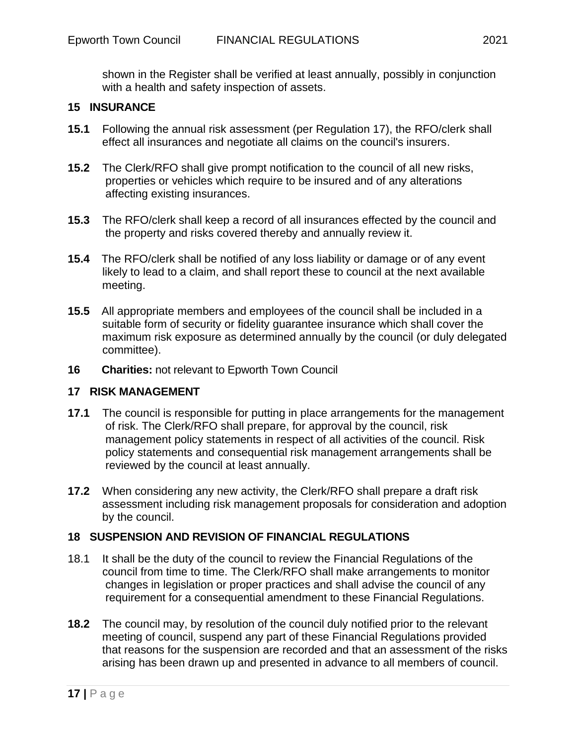shown in the Register shall be verified at least annually, possibly in conjunction with a health and safety inspection of assets.

## 15 INSURANCE

**15.1** Following the annual risk assessment (per Regulation 17), the RFO/clerk shall effect all insurances and negotiate all claims on the council's insurers.

**15.2** The Clerk/RFO shall give prompt notification to the council of all new risks, properties or vehicles which require to be insured and of any alterations affecting existing insurances.

**15.3** The RFO/clerk shall keep a record of all insurances effected by the council and the property and risks covered thereby and annually review it.

**15.4** The RFO/clerk shall be notified of any loss liability or damage or of any event likely to lead to a claim, and shall report these to council at the next available meeting.

**15.5** All appropriate members and employees of the council shall be included in a suitable form of security or fidelity guarantee insurance which shall cover the maximum risk exposure as determined annually by the council (or duly delegated committee).

**16 Charities:** not relevant to Epworth Town Council

## 17 RISK MANAGEMENT

**17.1** The council is responsible for putting in place arrangements for the management of risk. The Clerk/RFO shall prepare, for approval by the council, risk management policy statements in respect of all activities of the council. Risk policy statements and consequential risk management arrangements shall be reviewed by the council at least annually.

**17.2** When considering any new activity, the Clerk/RFO shall prepare a draft risk assessment including risk management proposals for consideration and adoption by the council.

## 18 SUSPENSION AND REVISION OF FINANCIAL REGULATIONS

18.1 It shall be the duty of the council to review the Financial Regulations of the council from time to time. The Clerk/RFO shall make arrangements to monitor changes in legislation or proper practices and shall advise the council of any requirement for a consequential amendment to these Financial Regulations.

**18.2** The council may, by resolution of the council duly notified prior to the relevant meeting of council, suspend any part of these Financial Regulations provided that reasons for the suspension are recorded and that an assessment of the risks arising has been drawn up and presented in advance to all members of council.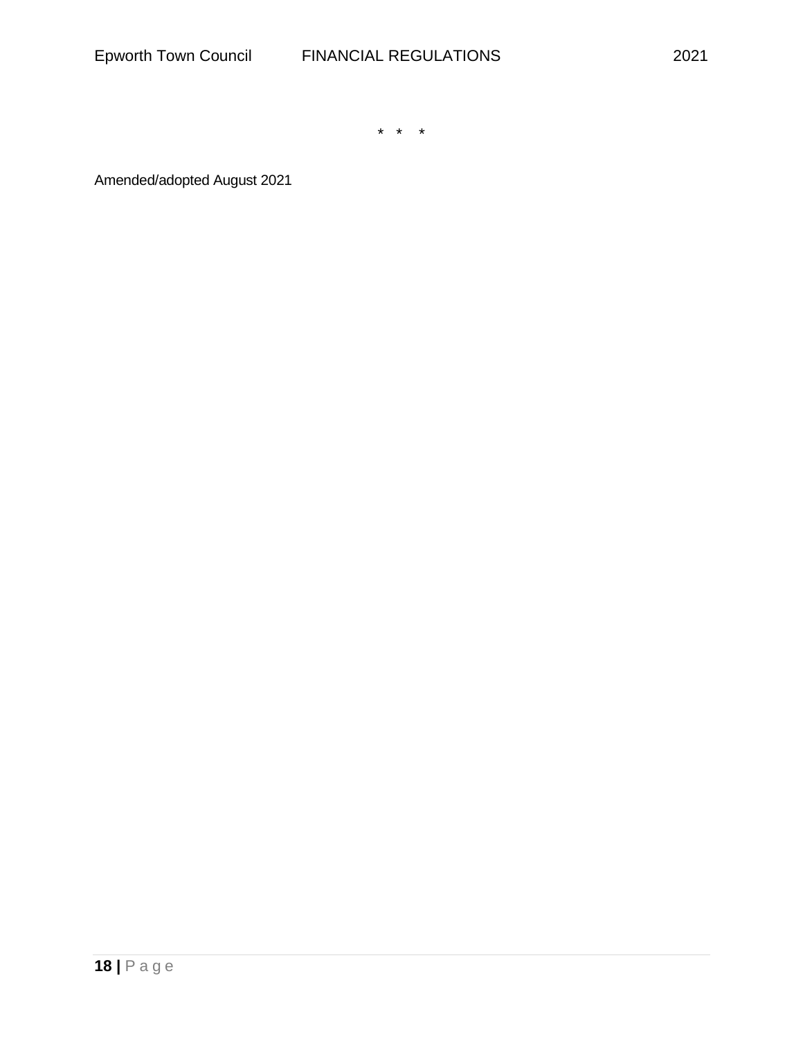\* \* \*

Amended/adopted August 2021